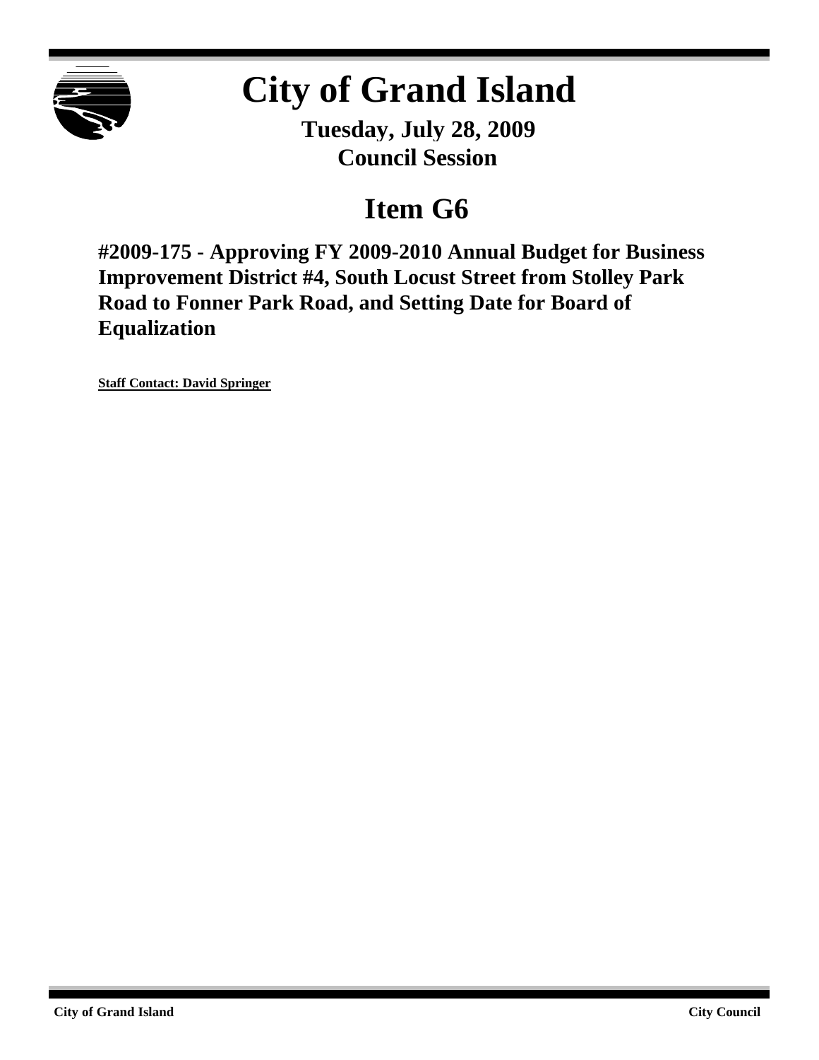# City of Grand Island

**Tuesday, July 28, 2009**
**Council Session**

## Item G6

**#2009-175 - Approving FY 2009-2010 Annual Budget for Business Improvement District #4, South Locust Street from Stolley Park Road to Fonner Park Road, and Setting Date for Board of Equalization**

**Staff Contact: David Springer**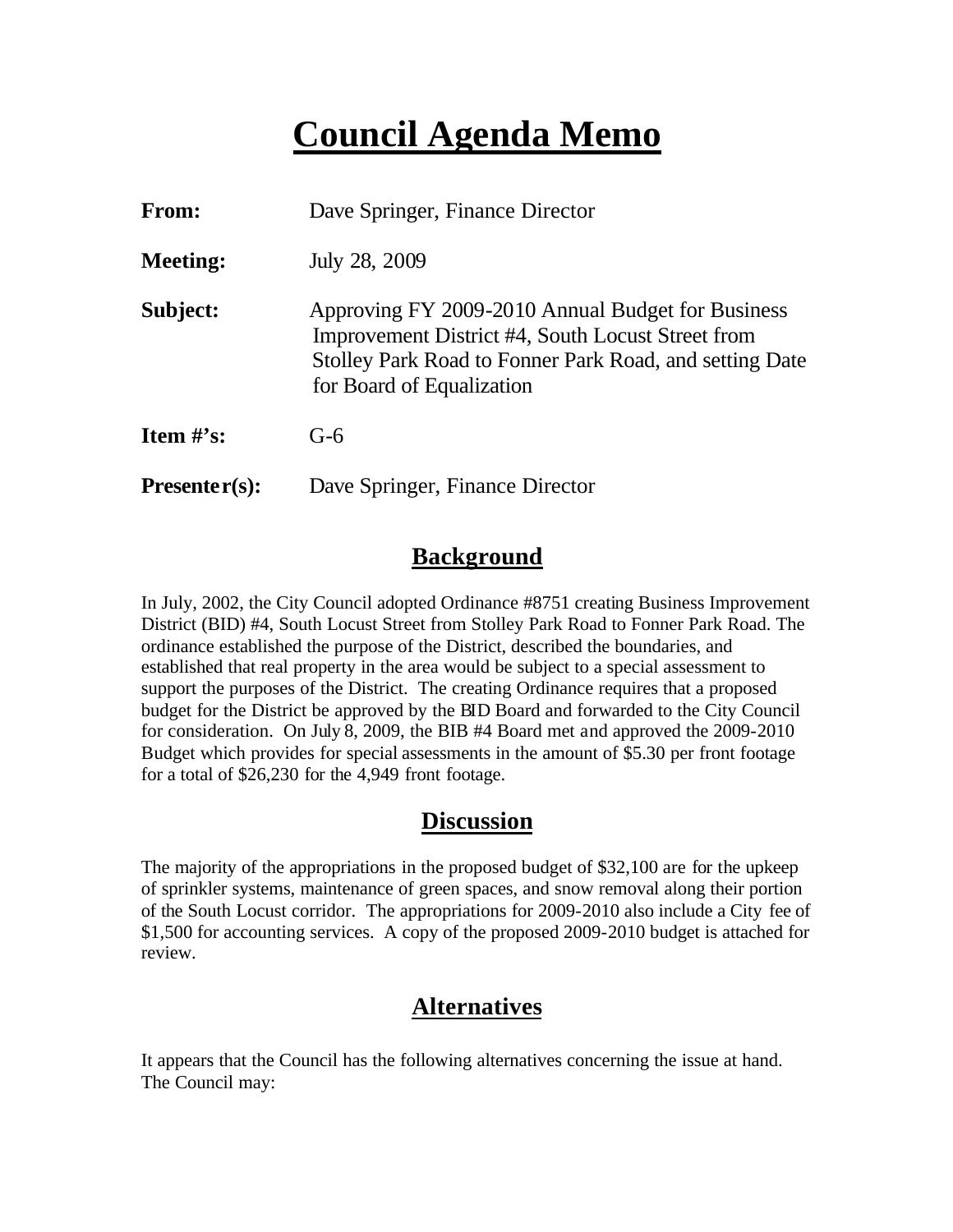# Council Agenda Memo

| | |
|---|---|
| **From:** | Dave Springer, Finance Director |
| **Meeting:** | July 28, 2009 |
| **Subject:** | Approving FY 2009-2010 Annual Budget for Business Improvement District #4, South Locust Street from Stolley Park Road to Fonner Park Road, and setting Date for Board of Equalization |
| **Item #'s:** | G-6 |
| **Presenter(s):** | Dave Springer, Finance Director |

## Background

In July, 2002, the City Council adopted Ordinance #8751 creating Business Improvement District (BID) #4, South Locust Street from Stolley Park Road to Fonner Park Road. The ordinance established the purpose of the District, described the boundaries, and established that real property in the area would be subject to a special assessment to support the purposes of the District. The creating Ordinance requires that a proposed budget for the District be approved by the BID Board and forwarded to the City Council for consideration. On July 8, 2009, the BIB #4 Board met and approved the 2009-2010 Budget which provides for special assessments in the amount of $5.30 per front footage for a total of $26,230 for the 4,949 front footage.

## Discussion

The majority of the appropriations in the proposed budget of $32,100 are for the upkeep of sprinkler systems, maintenance of green spaces, and snow removal along their portion of the South Locust corridor. The appropriations for 2009-2010 also include a City fee of $1,500 for accounting services. A copy of the proposed 2009-2010 budget is attached for review.

## Alternatives

It appears that the Council has the following alternatives concerning the issue at hand. The Council may: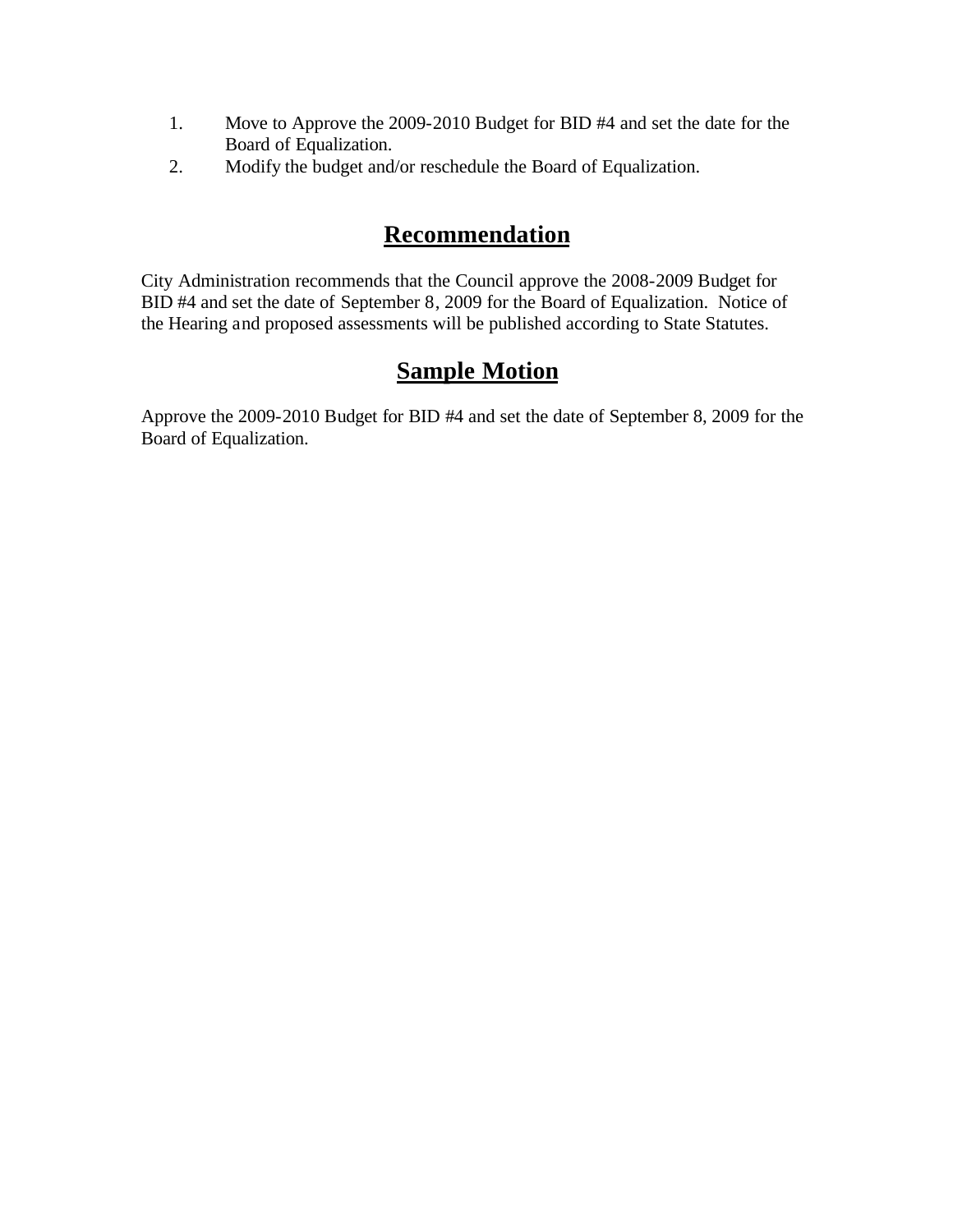1. Move to Approve the 2009-2010 Budget for BID #4 and set the date for the Board of Equalization.
2. Modify the budget and/or reschedule the Board of Equalization.

## Recommendation

City Administration recommends that the Council approve the 2008-2009 Budget for BID #4 and set the date of September 8, 2009 for the Board of Equalization. Notice of the Hearing and proposed assessments will be published according to State Statutes.

## Sample Motion

Approve the 2009-2010 Budget for BID #4 and set the date of September 8, 2009 for the Board of Equalization.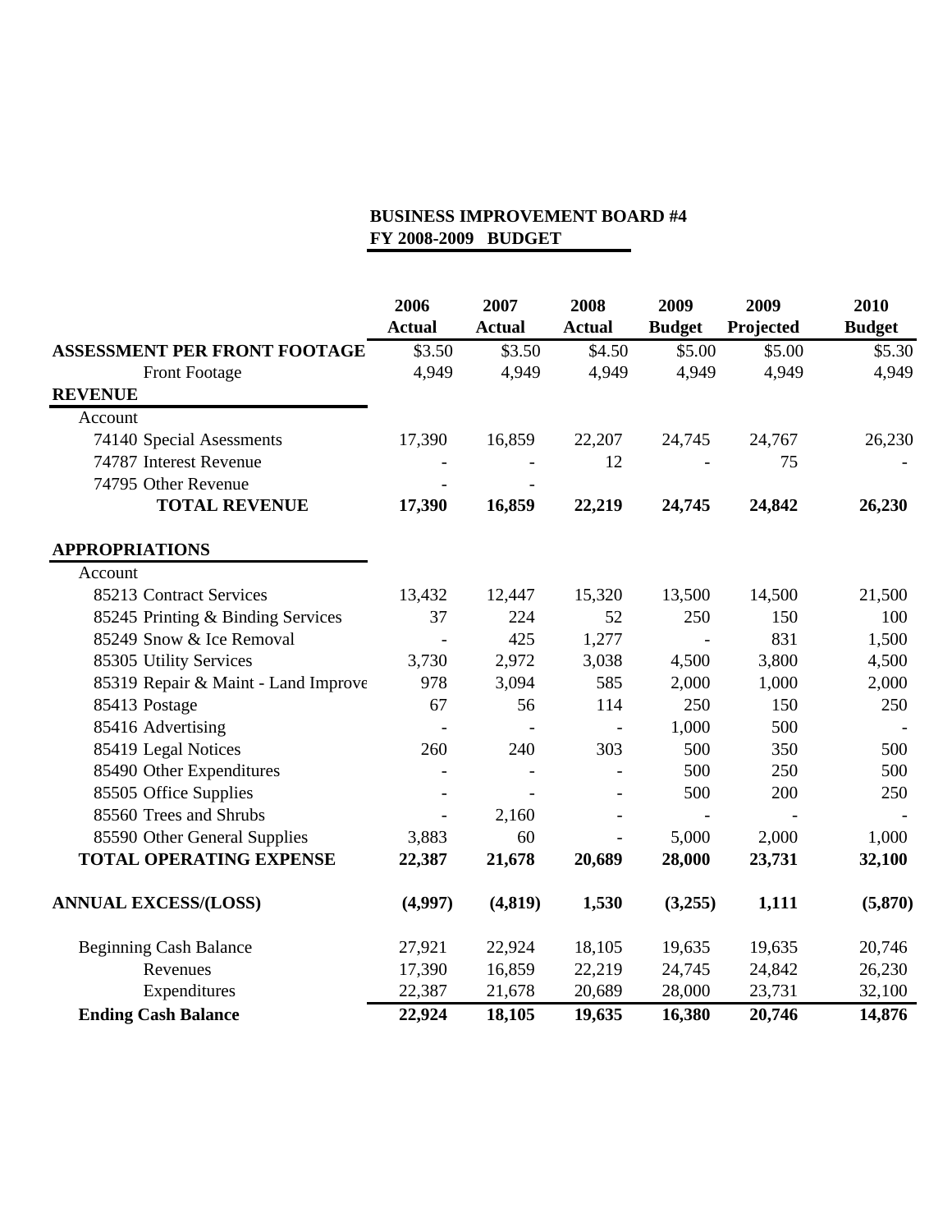**BUSINESS IMPROVEMENT BOARD #4**
**FY 2008-2009 BUDGET**

| | 2006 Actual | 2007 Actual | 2008 Actual | 2009 Budget | 2009 Projected | 2010 Budget |
|---|---|---|---|---|---|---|
| **ASSESSMENT PER FRONT FOOTAGE** | $3.50 | $3.50 | $4.50 | $5.00 | $5.00 | $5.30 |
| Front Footage | 4,949 | 4,949 | 4,949 | 4,949 | 4,949 | 4,949 |
| **REVENUE** | | | | | | |
| Account | | | | | | |
| 74140 Special Asessments | 17,390 | 16,859 | 22,207 | 24,745 | 24,767 | 26,230 |
| 74787 Interest Revenue | - | - | 12 | - | 75 | - |
| 74795 Other Revenue | - | - | | | | |
| **TOTAL REVENUE** | **17,390** | **16,859** | **22,219** | **24,745** | **24,842** | **26,230** |
| **APPROPRIATIONS** | | | | | | |
| Account | | | | | | |
| 85213 Contract Services | 13,432 | 12,447 | 15,320 | 13,500 | 14,500 | 21,500 |
| 85245 Printing & Binding Services | 37 | 224 | 52 | 250 | 150 | 100 |
| 85249 Snow & Ice Removal | - | 425 | 1,277 | - | 831 | 1,500 |
| 85305 Utility Services | 3,730 | 2,972 | 3,038 | 4,500 | 3,800 | 4,500 |
| 85319 Repair & Maint - Land Improve | 978 | 3,094 | 585 | 2,000 | 1,000 | 2,000 |
| 85413 Postage | 67 | 56 | 114 | 250 | 150 | 250 |
| 85416 Advertising | - | - | - | 1,000 | 500 | - |
| 85419 Legal Notices | 260 | 240 | 303 | 500 | 350 | 500 |
| 85490 Other Expenditures | - | - | - | 500 | 250 | 500 |
| 85505 Office Supplies | - | - | - | 500 | 200 | 250 |
| 85560 Trees and Shrubs | - | 2,160 | - | - | - | - |
| 85590 Other General Supplies | 3,883 | 60 | - | 5,000 | 2,000 | 1,000 |
| **TOTAL OPERATING EXPENSE** | **22,387** | **21,678** | **20,689** | **28,000** | **23,731** | **32,100** |
| **ANNUAL EXCESS/(LOSS)** | **(4,997)** | **(4,819)** | **1,530** | **(3,255)** | **1,111** | **(5,870)** |
| Beginning Cash Balance | 27,921 | 22,924 | 18,105 | 19,635 | 19,635 | 20,746 |
| Revenues | 17,390 | 16,859 | 22,219 | 24,745 | 24,842 | 26,230 |
| Expenditures | 22,387 | 21,678 | 20,689 | 28,000 | 23,731 | 32,100 |
| **Ending Cash Balance** | **22,924** | **18,105** | **19,635** | **16,380** | **20,746** | **14,876** |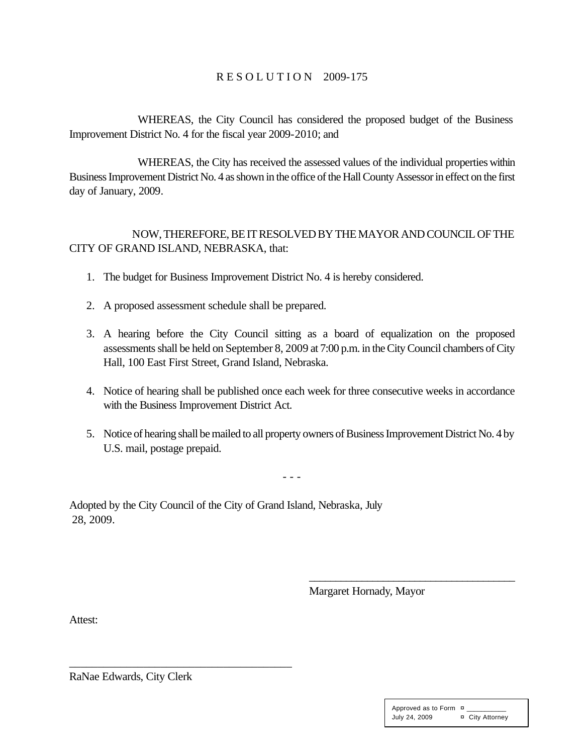# R E S O L U T I O N 2009-175

WHEREAS, the City Council has considered the proposed budget of the Business Improvement District No. 4 for the fiscal year 2009-2010; and

WHEREAS, the City has received the assessed values of the individual properties within Business Improvement District No. 4 as shown in the office of the Hall County Assessor in effect on the first day of January, 2009.

NOW, THEREFORE, BE IT RESOLVED BY THE MAYOR AND COUNCIL OF THE CITY OF GRAND ISLAND, NEBRASKA, that:

1. The budget for Business Improvement District No. 4 is hereby considered.
2. A proposed assessment schedule shall be prepared.
3. A hearing before the City Council sitting as a board of equalization on the proposed assessments shall be held on September 8, 2009 at 7:00 p.m. in the City Council chambers of City Hall, 100 East First Street, Grand Island, Nebraska.
4. Notice of hearing shall be published once each week for three consecutive weeks in accordance with the Business Improvement District Act.
5. Notice of hearing shall be mailed to all property owners of Business Improvement District No. 4 by U.S. mail, postage prepaid.

\- - -

Adopted by the City Council of the City of Grand Island, Nebraska, July 28, 2009.

\_\_\_\_\_\_\_\_\_\_\_\_\_\_\_\_\_\_\_\_\_\_\_\_\_\_\_\_\_\_\_\_\_\_\_\_\_\_\_
Margaret Hornady, Mayor

Attest:

\_\_\_\_\_\_\_\_\_\_\_\_\_\_\_\_\_\_\_\_\_\_\_\_\_\_\_\_\_\_\_\_\_\_\_\_\_\_\_
RaNae Edwards, City Clerk

| | |
|---|---|
| Approved as to Form | ¤ \_\_\_\_\_\_\_\_\_\_ |
| July 24, 2009 | ¤ City Attorney |